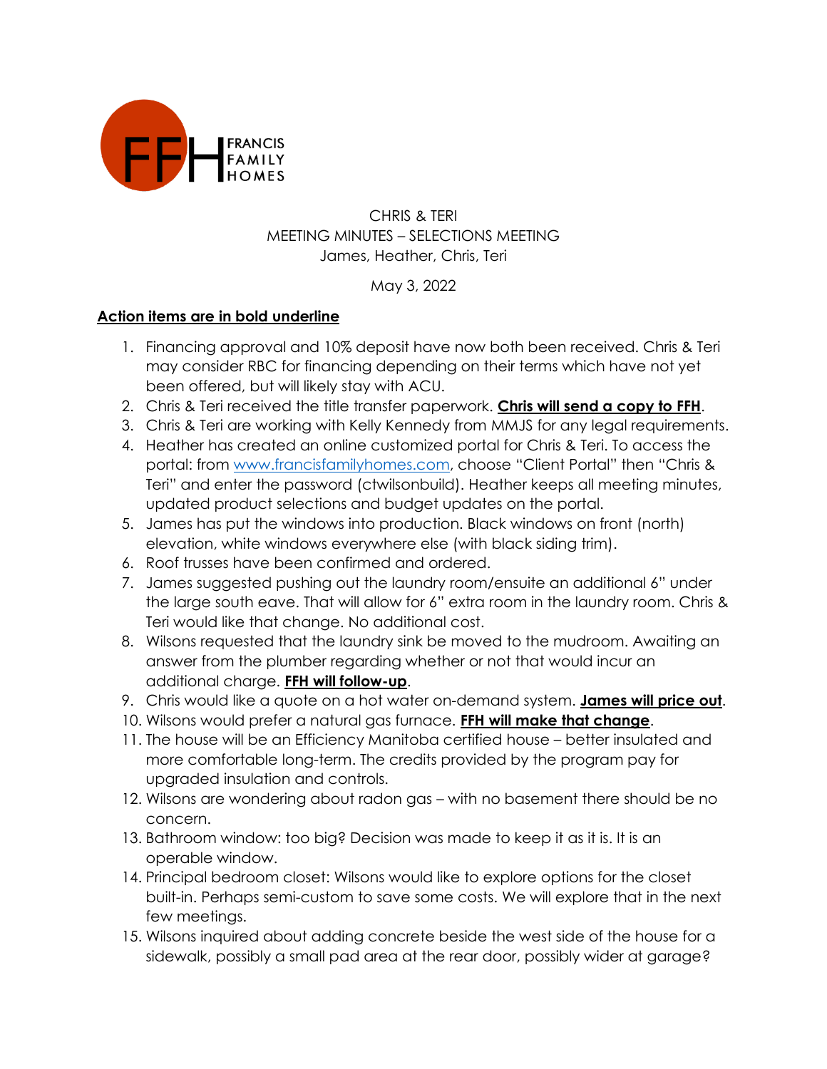FRANCIS FAMILY HOMES

CHRIS & TERI
MEETING MINUTES – SELECTIONS MEETING
James, Heather, Chris, Teri

May 3, 2022

**<u>Action items are in bold underline</u>**

1. Financing approval and 10% deposit have now both been received. Chris & Teri may consider RBC for financing depending on their terms which have not yet been offered, but will likely stay with ACU.
2. Chris & Teri received the title transfer paperwork. **<u>Chris will send a copy to FFH</u>**.
3. Chris & Teri are working with Kelly Kennedy from MMJS for any legal requirements.
4. Heather has created an online customized portal for Chris & Teri. To access the portal: from [www.francisfamilyhomes.com](http://www.francisfamilyhomes.com), choose "Client Portal" then "Chris & Teri" and enter the password (ctwilsonbuild). Heather keeps all meeting minutes, updated product selections and budget updates on the portal.
5. James has put the windows into production. Black windows on front (north) elevation, white windows everywhere else (with black siding trim).
6. Roof trusses have been confirmed and ordered.
7. James suggested pushing out the laundry room/ensuite an additional 6" under the large south eave. That will allow for 6" extra room in the laundry room. Chris & Teri would like that change. No additional cost.
8. Wilsons requested that the laundry sink be moved to the mudroom. Awaiting an answer from the plumber regarding whether or not that would incur an additional charge. **<u>FFH will follow-up</u>**.
9. Chris would like a quote on a hot water on-demand system. **<u>James will price out</u>**.
10. Wilsons would prefer a natural gas furnace. **<u>FFH will make that change</u>**.
11. The house will be an Efficiency Manitoba certified house – better insulated and more comfortable long-term. The credits provided by the program pay for upgraded insulation and controls.
12. Wilsons are wondering about radon gas – with no basement there should be no concern.
13. Bathroom window: too big? Decision was made to keep it as it is. It is an operable window.
14. Principal bedroom closet: Wilsons would like to explore options for the closet built-in. Perhaps semi-custom to save some costs. We will explore that in the next few meetings.
15. Wilsons inquired about adding concrete beside the west side of the house for a sidewalk, possibly a small pad area at the rear door, possibly wider at garage?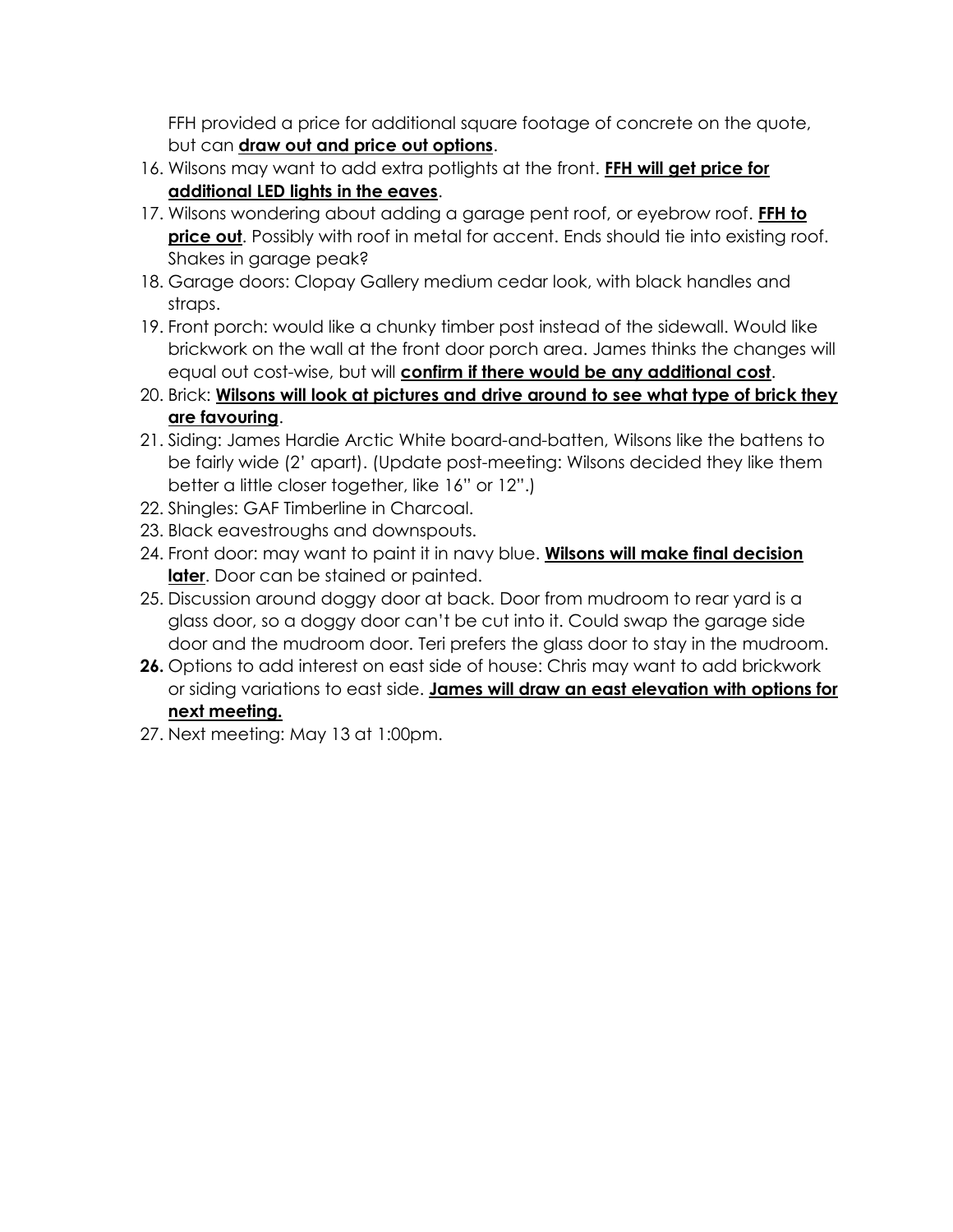FFH provided a price for additional square footage of concrete on the quote, but can **<u>draw out and price out options</u>**.

16. Wilsons may want to add extra potlights at the front. **<u>FFH will get price for additional LED lights in the eaves</u>**.
17. Wilsons wondering about adding a garage pent roof, or eyebrow roof. **<u>FFH to price out</u>**. Possibly with roof in metal for accent. Ends should tie into existing roof. Shakes in garage peak?
18. Garage doors: Clopay Gallery medium cedar look, with black handles and straps.
19. Front porch: would like a chunky timber post instead of the sidewall. Would like brickwork on the wall at the front door porch area. James thinks the changes will equal out cost-wise, but will **<u>confirm if there would be any additional cost</u>**.
20. Brick: **<u>Wilsons will look at pictures and drive around to see what type of brick they are favouring</u>**.
21. Siding: James Hardie Arctic White board-and-batten, Wilsons like the battens to be fairly wide (2' apart). (Update post-meeting: Wilsons decided they like them better a little closer together, like 16" or 12".)
22. Shingles: GAF Timberline in Charcoal.
23. Black eavestroughs and downspouts.
24. Front door: may want to paint it in navy blue. **<u>Wilsons will make final decision later</u>**. Door can be stained or painted.
25. Discussion around doggy door at back. Door from mudroom to rear yard is a glass door, so a doggy door can't be cut into it. Could swap the garage side door and the mudroom door. Teri prefers the glass door to stay in the mudroom.
26. Options to add interest on east side of house: Chris may want to add brickwork or siding variations to east side. **<u>James will draw an east elevation with options for next meeting.</u>**
27. Next meeting: May 13 at 1:00pm.